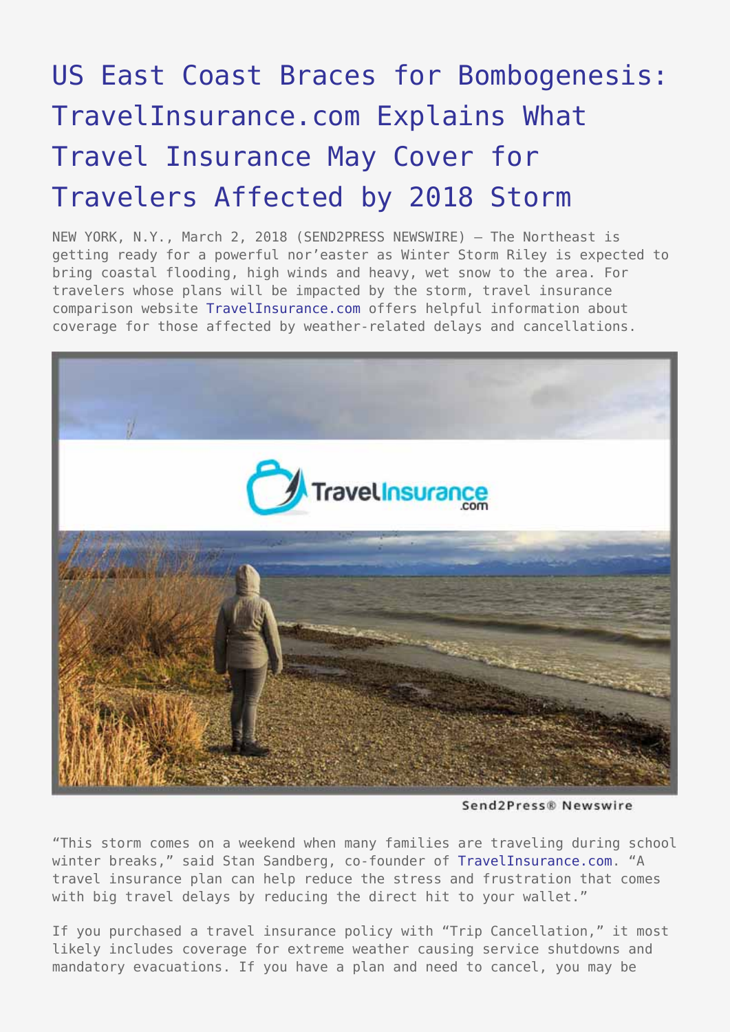# US East Coast Braces for Bombogenesis: TravelInsurance.com Explains What Travel Insurance May Cover for Travelers Affected by 2018 Storm

NEW YORK, N.Y., March 2, 2018 (SEND2PRESS NEWSWIRE) — The Northeast is getting ready for a powerful nor'easter as Winter Storm Riley is expected to bring coastal flooding, high winds and heavy, wet snow to the area. For travelers whose plans will be impacted by the storm, travel insurance comparison website TravelInsurance.com offers helpful information about coverage for those affected by weather-related delays and cancellations.

"This storm comes on a weekend when many families are traveling during school winter breaks," said Stan Sandberg, co-founder of TravelInsurance.com. "A travel insurance plan can help reduce the stress and frustration that comes with big travel delays by reducing the direct hit to your wallet."

If you purchased a travel insurance policy with "Trip Cancellation," it most likely includes coverage for extreme weather causing service shutdowns and mandatory evacuations. If you have a plan and need to cancel, you may be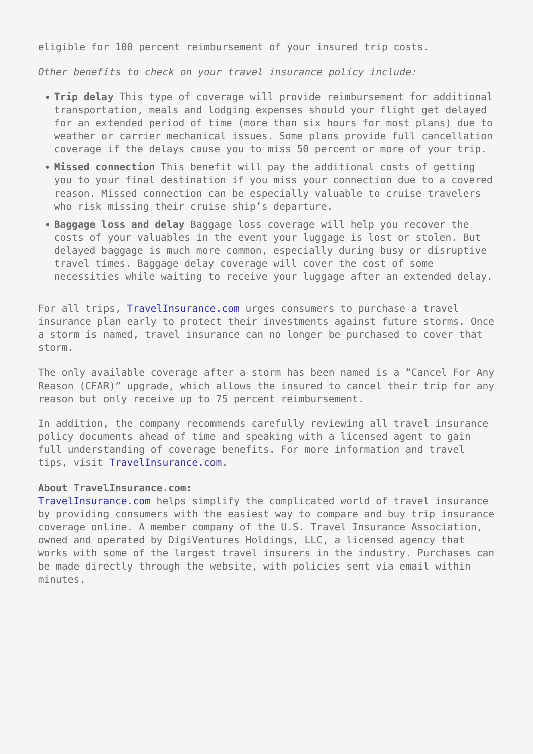eligible for 100 percent reimbursement of your insured trip costs.

*Other benefits to check on your travel insurance policy include:*

- **Trip delay** This type of coverage will provide reimbursement for additional transportation, meals and lodging expenses should your flight get delayed for an extended period of time (more than six hours for most plans) due to weather or carrier mechanical issues. Some plans provide full cancellation coverage if the delays cause you to miss 50 percent or more of your trip.
- **Missed connection** This benefit will pay the additional costs of getting you to your final destination if you miss your connection due to a covered reason. Missed connection can be especially valuable to cruise travelers who risk missing their cruise ship's departure.
- **Baggage loss and delay** Baggage loss coverage will help you recover the costs of your valuables in the event your luggage is lost or stolen. But delayed baggage is much more common, especially during busy or disruptive travel times. Baggage delay coverage will cover the cost of some necessities while waiting to receive your luggage after an extended delay.

For all trips, TravelInsurance.com urges consumers to purchase a travel insurance plan early to protect their investments against future storms. Once a storm is named, travel insurance can no longer be purchased to cover that storm.

The only available coverage after a storm has been named is a "Cancel For Any Reason (CFAR)" upgrade, which allows the insured to cancel their trip for any reason but only receive up to 75 percent reimbursement.

In addition, the company recommends carefully reviewing all travel insurance policy documents ahead of time and speaking with a licensed agent to gain full understanding of coverage benefits. For more information and travel tips, visit TravelInsurance.com.

**About TravelInsurance.com:**
TravelInsurance.com helps simplify the complicated world of travel insurance by providing consumers with the easiest way to compare and buy trip insurance coverage online. A member company of the U.S. Travel Insurance Association, owned and operated by DigiVentures Holdings, LLC, a licensed agency that works with some of the largest travel insurers in the industry. Purchases can be made directly through the website, with policies sent via email within minutes.